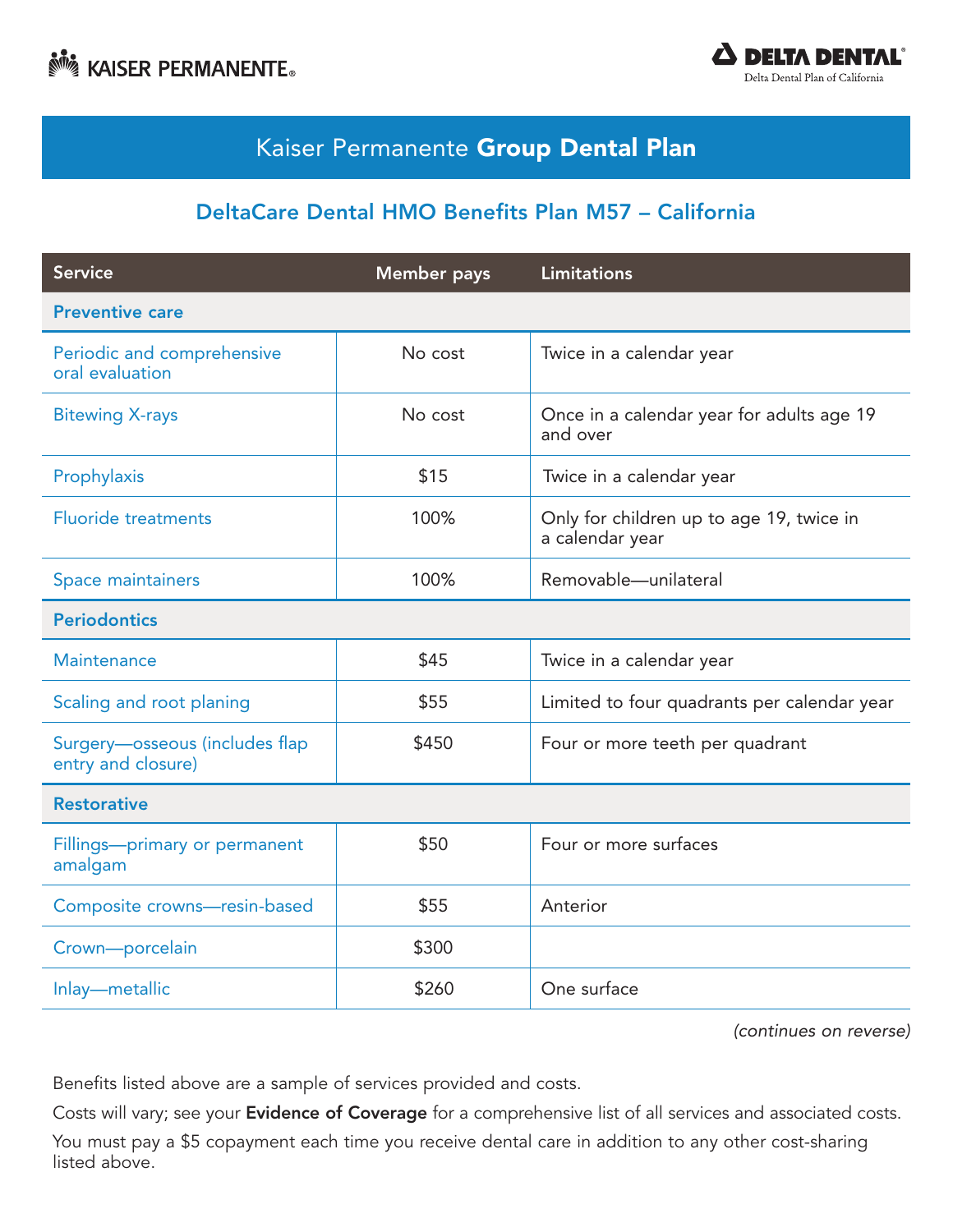KAISER PERMANENTE

DELTA DENTAL
Delta Dental Plan of California

# Kaiser Permanente **Group Dental Plan**

## DeltaCare Dental HMO Benefits Plan M57 – California

| Service | Member pays | Limitations |
|---|---|---|
| **Preventive care** | | |
| Periodic and comprehensive oral evaluation | No cost | Twice in a calendar year |
| Bitewing X-rays | No cost | Once in a calendar year for adults age 19 and over |
| Prophylaxis | $15 | Twice in a calendar year |
| Fluoride treatments | 100% | Only for children up to age 19, twice in a calendar year |
| Space maintainers | 100% | Removable—unilateral |
| **Periodontics** | | |
| Maintenance | $45 | Twice in a calendar year |
| Scaling and root planing | $55 | Limited to four quadrants per calendar year |
| Surgery—osseous (includes flap entry and closure) | $450 | Four or more teeth per quadrant |
| **Restorative** | | |
| Fillings—primary or permanent amalgam | $50 | Four or more surfaces |
| Composite crowns—resin-based | $55 | Anterior |
| Crown—porcelain | $300 | |
| Inlay—metallic | $260 | One surface |

*(continues on reverse)*

Benefits listed above are a sample of services provided and costs.

Costs will vary; see your **Evidence of Coverage** for a comprehensive list of all services and associated costs.

You must pay a $5 copayment each time you receive dental care in addition to any other cost-sharing listed above.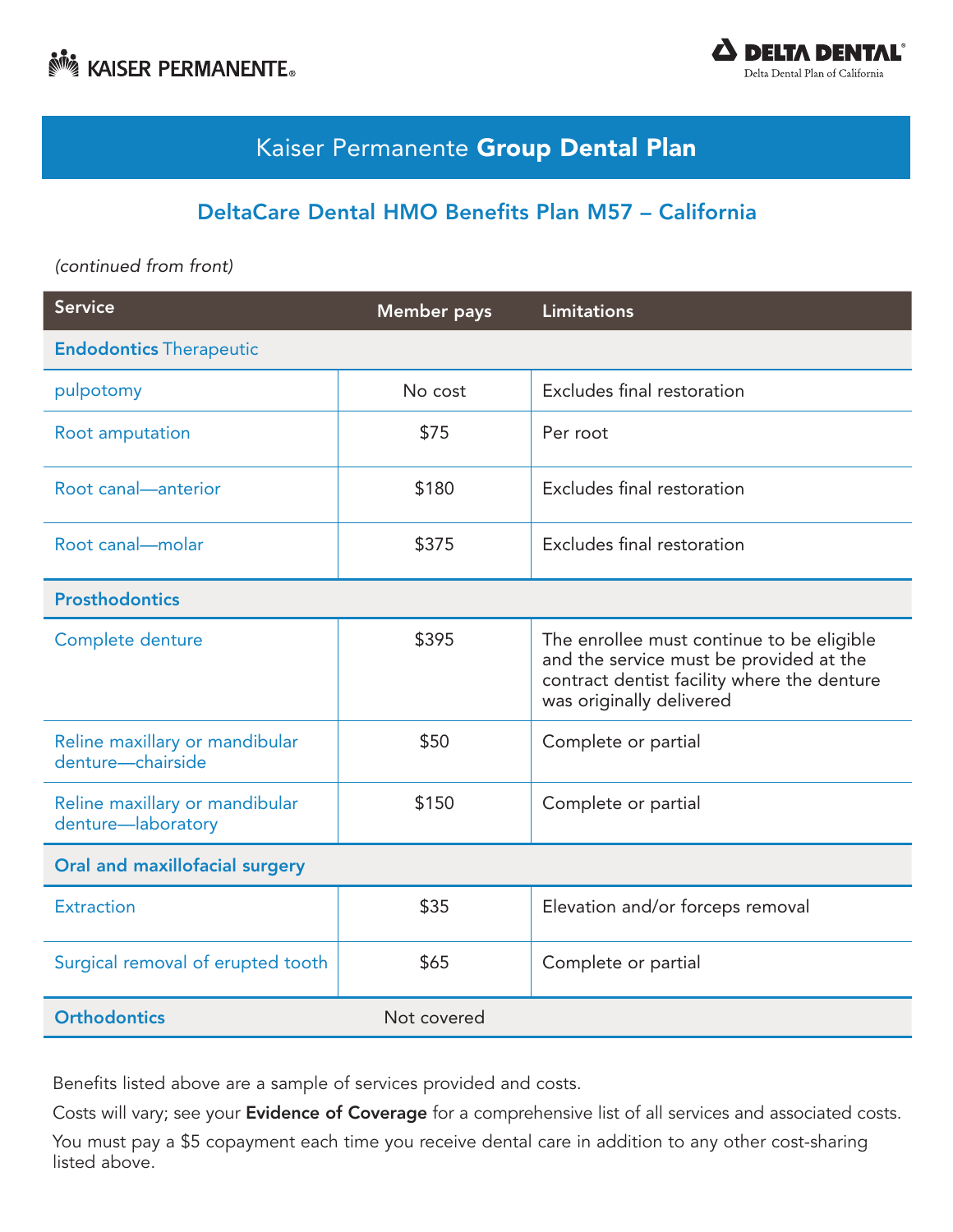KAISER PERMANENTE

DELTA DENTAL
Delta Dental Plan of California

# Kaiser Permanente **Group Dental Plan**

## DeltaCare Dental HMO Benefits Plan M57 – California

*(continued from front)*

| Service | Member pays | Limitations |
|---|---|---|
| **Endodontics** Therapeutic | | |
| pulpotomy | No cost | Excludes final restoration |
| Root amputation | $75 | Per root |
| Root canal—anterior | $180 | Excludes final restoration |
| Root canal—molar | $375 | Excludes final restoration |
| **Prosthodontics** | | |
| Complete denture | $395 | The enrollee must continue to be eligible and the service must be provided at the contract dentist facility where the denture was originally delivered |
| Reline maxillary or mandibular denture—chairside | $50 | Complete or partial |
| Reline maxillary or mandibular denture—laboratory | $150 | Complete or partial |
| **Oral and maxillofacial surgery** | | |
| Extraction | $35 | Elevation and/or forceps removal |
| Surgical removal of erupted tooth | $65 | Complete or partial |
| **Orthodontics** | Not covered | |

Benefits listed above are a sample of services provided and costs.

Costs will vary; see your **Evidence of Coverage** for a comprehensive list of all services and associated costs.

You must pay a $5 copayment each time you receive dental care in addition to any other cost-sharing listed above.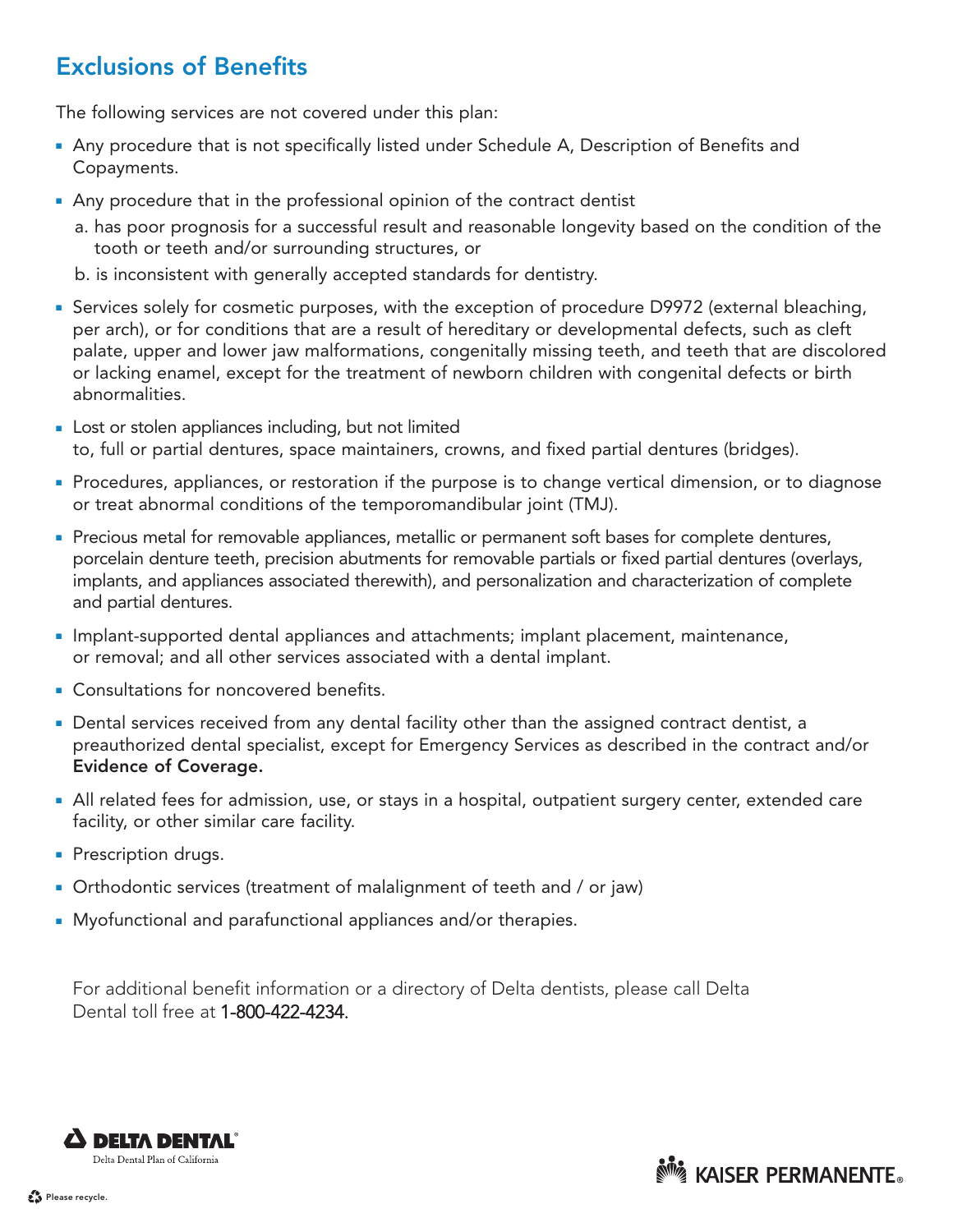## Exclusions of Benefits

The following services are not covered under this plan:

- Any procedure that is not specifically listed under Schedule A, Description of Benefits and Copayments.
- Any procedure that in the professional opinion of the contract dentist
  - a. has poor prognosis for a successful result and reasonable longevity based on the condition of the tooth or teeth and/or surrounding structures, or
  - b. is inconsistent with generally accepted standards for dentistry.
- Services solely for cosmetic purposes, with the exception of procedure D9972 (external bleaching, per arch), or for conditions that are a result of hereditary or developmental defects, such as cleft palate, upper and lower jaw malformations, congenitally missing teeth, and teeth that are discolored or lacking enamel, except for the treatment of newborn children with congenital defects or birth abnormalities.
- Lost or stolen appliances including, but not limited to, full or partial dentures, space maintainers, crowns, and fixed partial dentures (bridges).
- Procedures, appliances, or restoration if the purpose is to change vertical dimension, or to diagnose or treat abnormal conditions of the temporomandibular joint (TMJ).
- Precious metal for removable appliances, metallic or permanent soft bases for complete dentures, porcelain denture teeth, precision abutments for removable partials or fixed partial dentures (overlays, implants, and appliances associated therewith), and personalization and characterization of complete and partial dentures.
- Implant-supported dental appliances and attachments; implant placement, maintenance, or removal; and all other services associated with a dental implant.
- Consultations for noncovered benefits.
- Dental services received from any dental facility other than the assigned contract dentist, a preauthorized dental specialist, except for Emergency Services as described in the contract and/or **Evidence of Coverage.**
- All related fees for admission, use, or stays in a hospital, outpatient surgery center, extended care facility, or other similar care facility.
- Prescription drugs.
- Orthodontic services (treatment of malalignment of teeth and / or jaw)
- Myofunctional and parafunctional appliances and/or therapies.

For additional benefit information or a directory of Delta dentists, please call Delta Dental toll free at 1-800-422-4234.

DELTA DENTAL®
Delta Dental Plan of California

KAISER PERMANENTE®

Please recycle.